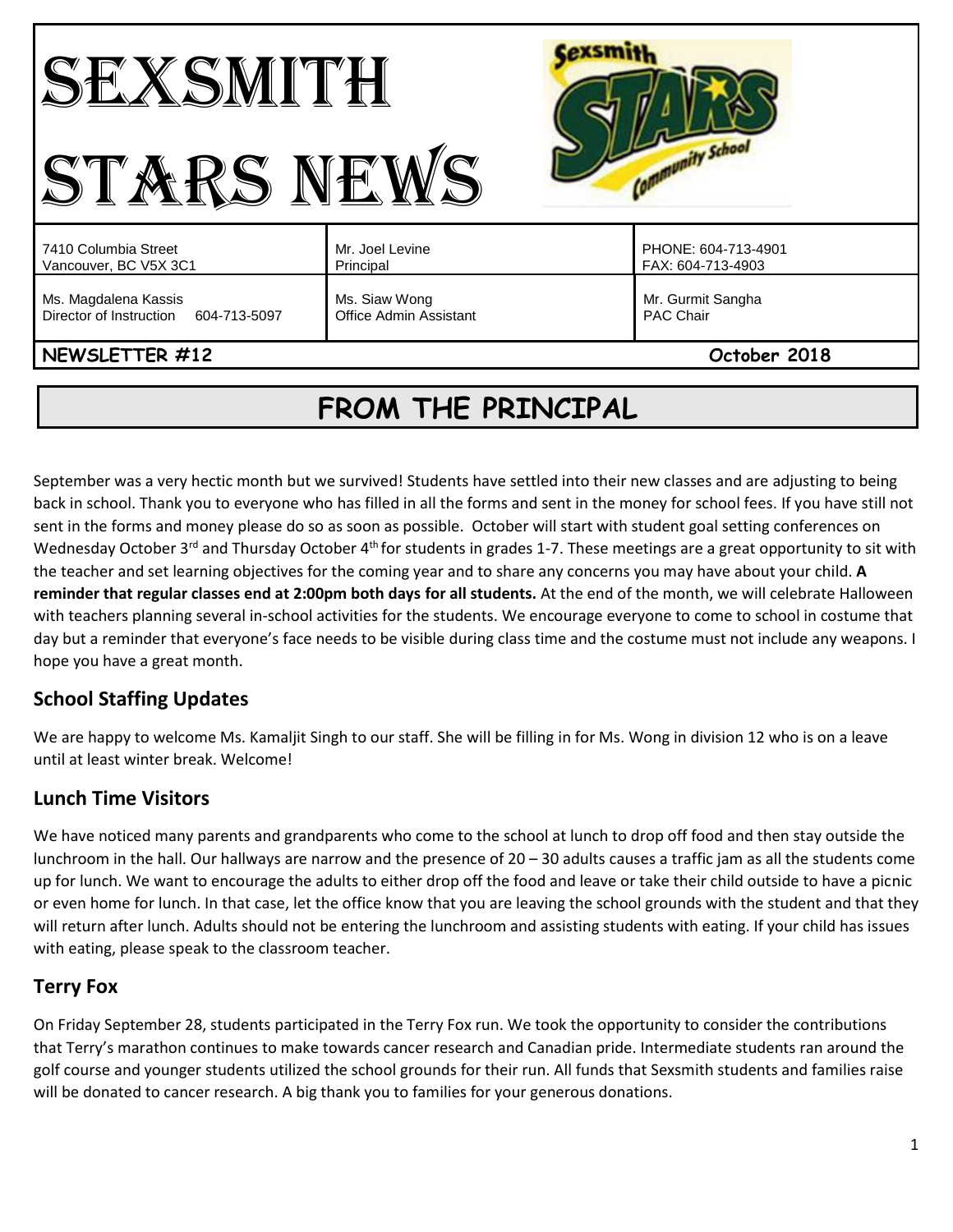# SEXSMITH STARS NEWS

| | | |
|---|---|---|
| 7410 Columbia Street<br>Vancouver, BC V5X 3C1 | Mr. Joel Levine<br>Principal | PHONE: 604-713-4901<br>FAX: 604-713-4903 |
| Ms. Magdalena Kassis<br>Director of Instruction 604-713-5097 | Ms. Siaw Wong<br>Office Admin Assistant | Mr. Gurmit Sangha<br>PAC Chair |

**NEWSLETTER #12** **October 2018**

## FROM THE PRINCIPAL

September was a very hectic month but we survived! Students have settled into their new classes and are adjusting to being back in school. Thank you to everyone who has filled in all the forms and sent in the money for school fees. If you have still not sent in the forms and money please do so as soon as possible. October will start with student goal setting conferences on Wednesday October 3rd and Thursday October 4th for students in grades 1-7. These meetings are a great opportunity to sit with the teacher and set learning objectives for the coming year and to share any concerns you may have about your child. **A reminder that regular classes end at 2:00pm both days for all students.** At the end of the month, we will celebrate Halloween with teachers planning several in-school activities for the students. We encourage everyone to come to school in costume that day but a reminder that everyone's face needs to be visible during class time and the costume must not include any weapons. I hope you have a great month.

### School Staffing Updates

We are happy to welcome Ms. Kamaljit Singh to our staff. She will be filling in for Ms. Wong in division 12 who is on a leave until at least winter break. Welcome!

### Lunch Time Visitors

We have noticed many parents and grandparents who come to the school at lunch to drop off food and then stay outside the lunchroom in the hall. Our hallways are narrow and the presence of 20 – 30 adults causes a traffic jam as all the students come up for lunch. We want to encourage the adults to either drop off the food and leave or take their child outside to have a picnic or even home for lunch. In that case, let the office know that you are leaving the school grounds with the student and that they will return after lunch. Adults should not be entering the lunchroom and assisting students with eating. If your child has issues with eating, please speak to the classroom teacher.

### Terry Fox

On Friday September 28, students participated in the Terry Fox run. We took the opportunity to consider the contributions that Terry's marathon continues to make towards cancer research and Canadian pride. Intermediate students ran around the golf course and younger students utilized the school grounds for their run. All funds that Sexsmith students and families raise will be donated to cancer research. A big thank you to families for your generous donations.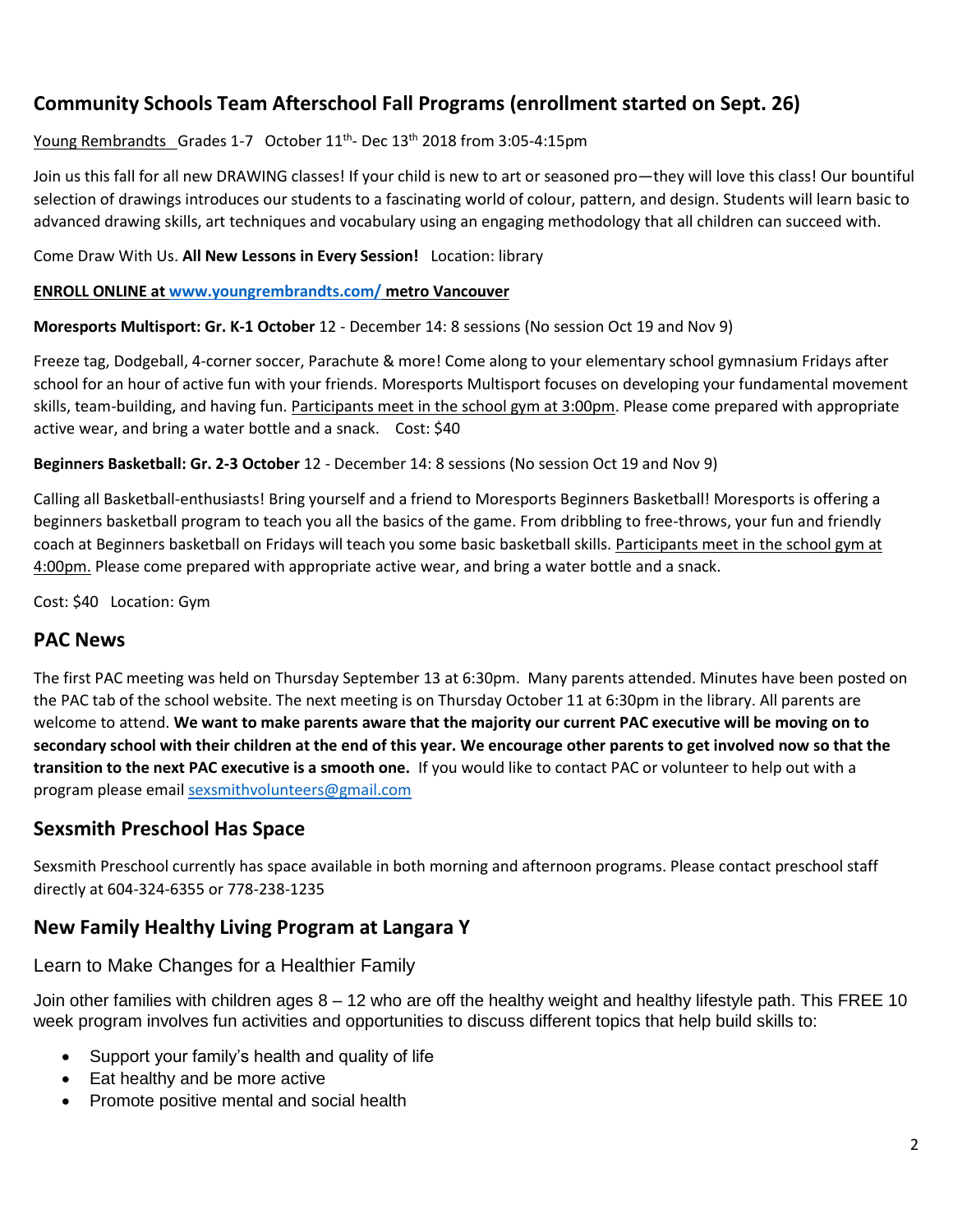## Community Schools Team Afterschool Fall Programs (enrollment started on Sept. 26)

Young Rembrandts Grades 1-7 October 11th- Dec 13th 2018 from 3:05-4:15pm

Join us this fall for all new DRAWING classes! If your child is new to art or seasoned pro—they will love this class! Our bountiful selection of drawings introduces our students to a fascinating world of colour, pattern, and design. Students will learn basic to advanced drawing skills, art techniques and vocabulary using an engaging methodology that all children can succeed with.

Come Draw With Us. **All New Lessons in Every Session!** Location: library

**ENROLL ONLINE at www.youngrembrandts.com/ metro Vancouver**

**Moresports Multisport: Gr. K-1 October** 12 - December 14: 8 sessions (No session Oct 19 and Nov 9)

Freeze tag, Dodgeball, 4-corner soccer, Parachute & more! Come along to your elementary school gymnasium Fridays after school for an hour of active fun with your friends. Moresports Multisport focuses on developing your fundamental movement skills, team-building, and having fun. Participants meet in the school gym at 3:00pm. Please come prepared with appropriate active wear, and bring a water bottle and a snack. Cost: $40

**Beginners Basketball: Gr. 2-3 October** 12 - December 14: 8 sessions (No session Oct 19 and Nov 9)

Calling all Basketball-enthusiasts! Bring yourself and a friend to Moresports Beginners Basketball! Moresports is offering a beginners basketball program to teach you all the basics of the game. From dribbling to free-throws, your fun and friendly coach at Beginners basketball on Fridays will teach you some basic basketball skills. Participants meet in the school gym at 4:00pm. Please come prepared with appropriate active wear, and bring a water bottle and a snack.

Cost: $40 Location: Gym

## PAC News

The first PAC meeting was held on Thursday September 13 at 6:30pm. Many parents attended. Minutes have been posted on the PAC tab of the school website. The next meeting is on Thursday October 11 at 6:30pm in the library. All parents are welcome to attend. **We want to make parents aware that the majority our current PAC executive will be moving on to secondary school with their children at the end of this year. We encourage other parents to get involved now so that the transition to the next PAC executive is a smooth one.** If you would like to contact PAC or volunteer to help out with a program please email sexsmithvolunteers@gmail.com

## Sexsmith Preschool Has Space

Sexsmith Preschool currently has space available in both morning and afternoon programs. Please contact preschool staff directly at 604-324-6355 or 778-238-1235

## New Family Healthy Living Program at Langara Y

### Learn to Make Changes for a Healthier Family

Join other families with children ages 8 – 12 who are off the healthy weight and healthy lifestyle path. This FREE 10 week program involves fun activities and opportunities to discuss different topics that help build skills to:

- Support your family's health and quality of life
- Eat healthy and be more active
- Promote positive mental and social health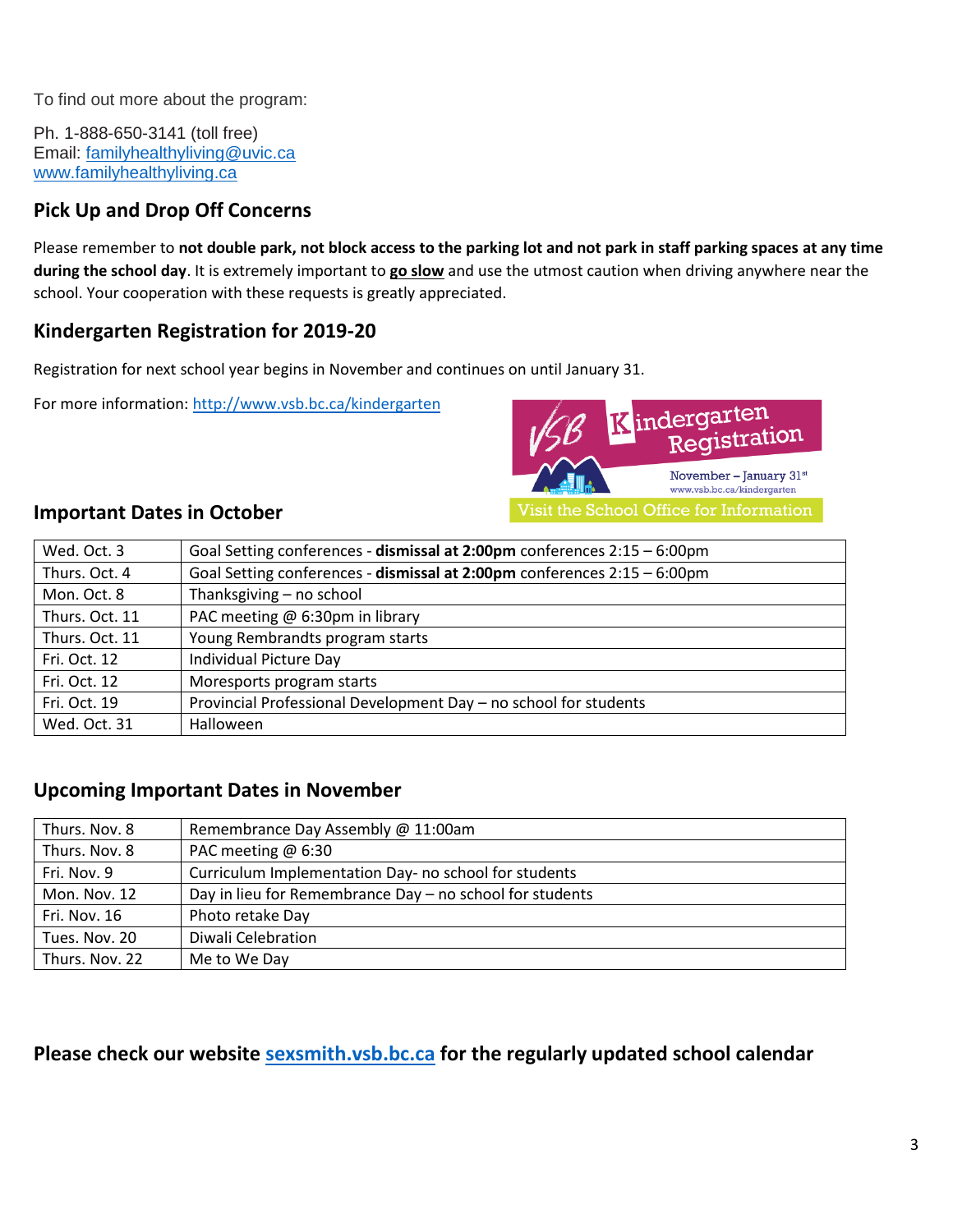To find out more about the program:

Ph. 1-888-650-3141 (toll free)
Email: familyhealthyliving@uvic.ca
www.familyhealthyliving.ca

## Pick Up and Drop Off Concerns

Please remember to **not double park, not block access to the parking lot and not park in staff parking spaces at any time during the school day**. It is extremely important to **go slow** and use the utmost caution when driving anywhere near the school. Your cooperation with these requests is greatly appreciated.

## Kindergarten Registration for 2019-20

Registration for next school year begins in November and continues on until January 31.

For more information: http://www.vsb.bc.ca/kindergarten

VSB Kindergarten Registration
November – January 31st
www.vsb.bc.ca/kindergarten
Visit the School Office for Information

## Important Dates in October

| | |
|---|---|
| Wed. Oct. 3 | Goal Setting conferences - **dismissal at 2:00pm** conferences 2:15 – 6:00pm |
| Thurs. Oct. 4 | Goal Setting conferences - **dismissal at 2:00pm** conferences 2:15 – 6:00pm |
| Mon. Oct. 8 | Thanksgiving – no school |
| Thurs. Oct. 11 | PAC meeting @ 6:30pm in library |
| Thurs. Oct. 11 | Young Rembrandts program starts |
| Fri. Oct. 12 | Individual Picture Day |
| Fri. Oct. 12 | Moresports program starts |
| Fri. Oct. 19 | Provincial Professional Development Day – no school for students |
| Wed. Oct. 31 | Halloween |

## Upcoming Important Dates in November

| | |
|---|---|
| Thurs. Nov. 8 | Remembrance Day Assembly @ 11:00am |
| Thurs. Nov. 8 | PAC meeting @ 6:30 |
| Fri. Nov. 9 | Curriculum Implementation Day- no school for students |
| Mon. Nov. 12 | Day in lieu for Remembrance Day – no school for students |
| Fri. Nov. 16 | Photo retake Day |
| Tues. Nov. 20 | Diwali Celebration |
| Thurs. Nov. 22 | Me to We Day |

**Please check our website sexsmith.vsb.bc.ca for the regularly updated school calendar**